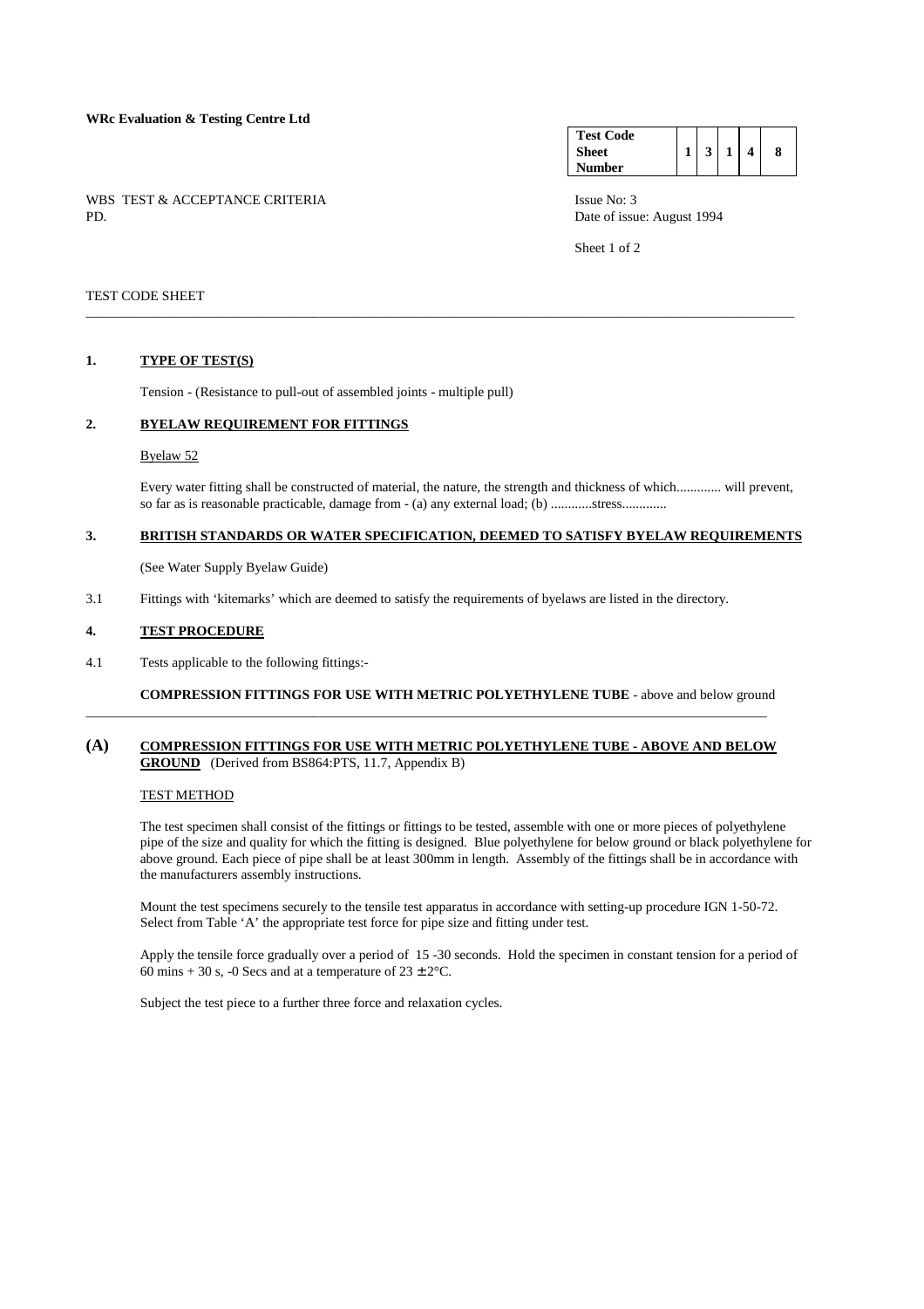**WRc Evaluation & Testing Centre Ltd**

| Test Code Sheet Number | 1 | 3 | 1 | 4 | 8 |
|---|---|---|---|---|---|

WBS TEST & ACCEPTANCE CRITERIA
PD.

Issue No: 3
Date of issue: August 1994

TEST CODE SHEET

---

## 1. TYPE OF TEST(S)

Tension - (Resistance to pull-out of assembled joints - multiple pull)

## 2. BYELAW REQUIREMENT FOR FITTINGS

Byelaw 52

Every water fitting shall be constructed of material, the nature, the strength and thickness of which............. will prevent, so far as is reasonable practicable, damage from - (a) any external load; (b) ............stress.............

## 3. BRITISH STANDARDS OR WATER SPECIFICATION, DEEMED TO SATISFY BYELAW REQUIREMENTS

(See Water Supply Byelaw Guide)

3.1 Fittings with 'kitemarks' which are deemed to satisfy the requirements of byelaws are listed in the directory.

## 4. TEST PROCEDURE

4.1 Tests applicable to the following fittings:-

**COMPRESSION FITTINGS FOR USE WITH METRIC POLYETHYLENE TUBE** - above and below ground

---

## (A) COMPRESSION FITTINGS FOR USE WITH METRIC POLYETHYLENE TUBE - ABOVE AND BELOW GROUND (Derived from BS864:PTS, 11.7, Appendix B)

TEST METHOD

The test specimen shall consist of the fittings or fittings to be tested, assemble with one or more pieces of polyethylene pipe of the size and quality for which the fitting is designed. Blue polyethylene for below ground or black polyethylene for above ground. Each piece of pipe shall be at least 300mm in length. Assembly of the fittings shall be in accordance with the manufacturers assembly instructions.

Mount the test specimens securely to the tensile test apparatus in accordance with setting-up procedure IGN 1-50-72. Select from Table 'A' the appropriate test force for pipe size and fitting under test.

Apply the tensile force gradually over a period of 15 -30 seconds. Hold the specimen in constant tension for a period of 60 mins + 30 s, -0 Secs and at a temperature of 23 ± 2°C.

Subject the test piece to a further three force and relaxation cycles.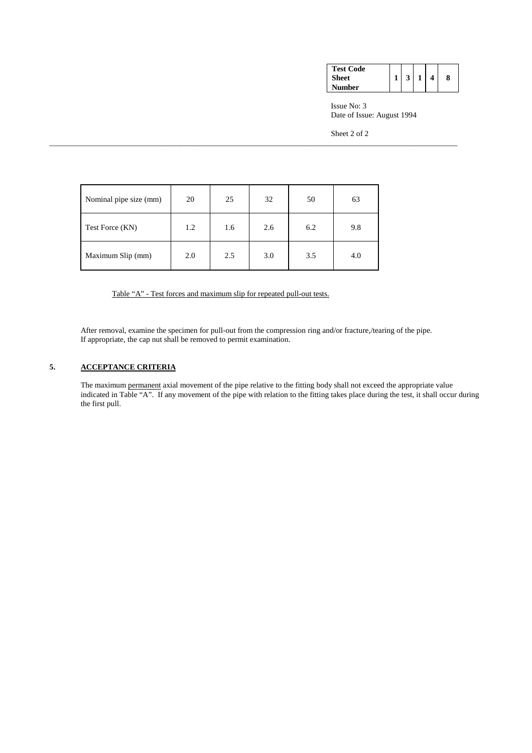| Test Code Sheet Number | 1 | 3 | 1 | 4 | 8 |
|---|---|---|---|---|---|

Issue No: 3
Date of Issue: August 1994

| Nominal pipe size (mm) | 20 | 25 | 32 | 50 | 63 |
|---|---|---|---|---|---|
| Test Force (KN) | 1.2 | 1.6 | 2.6 | 6.2 | 9.8 |
| Maximum Slip (mm) | 2.0 | 2.5 | 3.0 | 3.5 | 4.0 |

Table “A” - Test forces and maximum slip for repeated pull-out tests.

After removal, examine the specimen for pull-out from the compression ring and/or fracture,/tearing of the pipe. If appropriate, the cap nut shall be removed to permit examination.

## 5. ACCEPTANCE CRITERIA

The maximum permanent axial movement of the pipe relative to the fitting body shall not exceed the appropriate value indicated in Table “A”. If any movement of the pipe with relation to the fitting takes place during the test, it shall occur during the first pull.